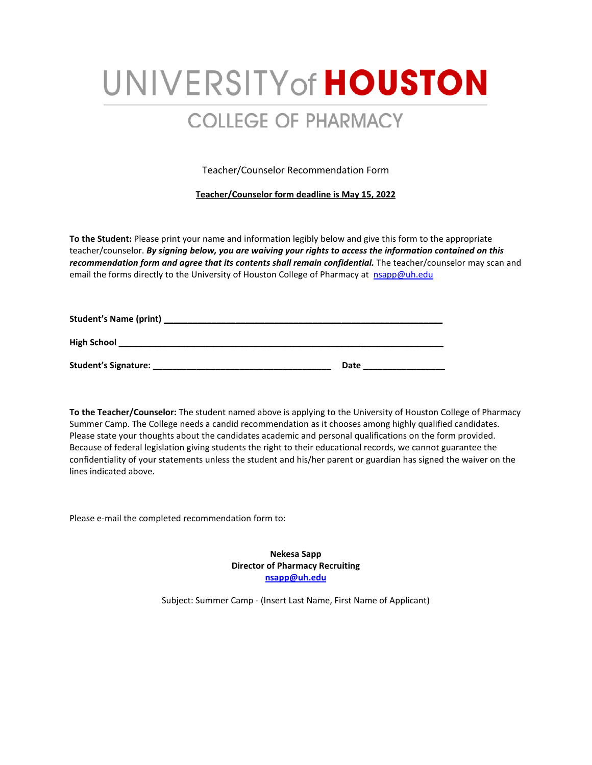# UNIVERSITY of HOUSTON

## COLLEGE OF PHARMACY

Teacher/Counselor Recommendation Form

**Teacher/Counselor form deadline is May 15, 2022**

**To the Student:** Please print your name and information legibly below and give this form to the appropriate teacher/counselor. ***By signing below, you are waiving your rights to access the information contained on this recommendation form and agree that its contents shall remain confidential.*** The teacher/counselor may scan and email the forms directly to the University of Houston College of Pharmacy at nsapp@uh.edu

**Student's Name (print)** ____________________________________________________________

**High School** ____________________________________________________________

**Student's Signature:** ______________________________________ **Date** _________________

**To the Teacher/Counselor:** The student named above is applying to the University of Houston College of Pharmacy Summer Camp. The College needs a candid recommendation as it chooses among highly qualified candidates. Please state your thoughts about the candidates academic and personal qualifications on the form provided. Because of federal legislation giving students the right to their educational records, we cannot guarantee the confidentiality of your statements unless the student and his/her parent or guardian has signed the waiver on the lines indicated above.

Please e-mail the completed recommendation form to:

**Nekesa Sapp**
**Director of Pharmacy Recruiting**
**nsapp@uh.edu**

Subject: Summer Camp - (Insert Last Name, First Name of Applicant)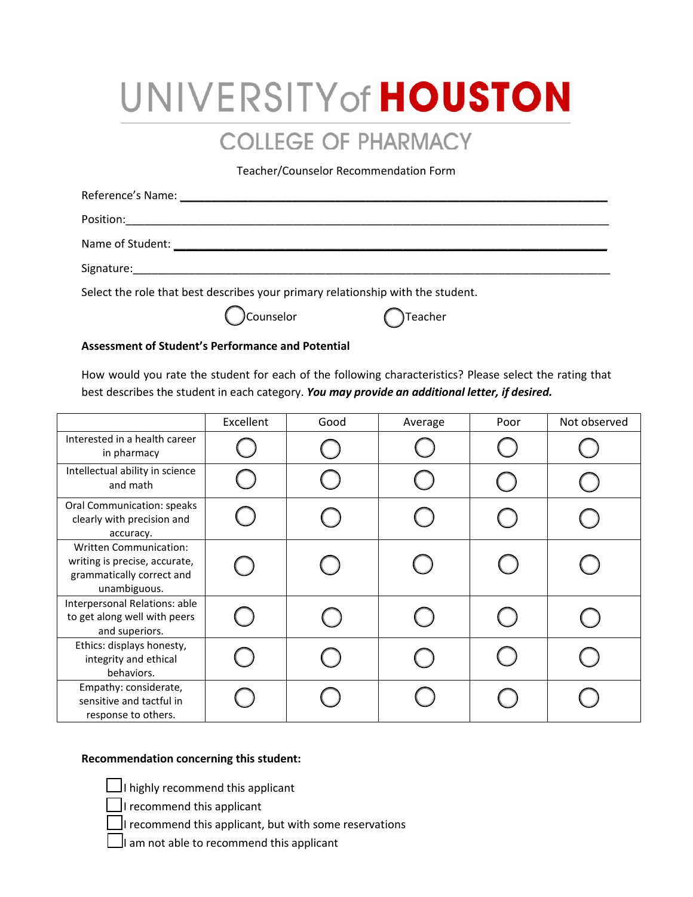# UNIVERSITY of HOUSTON

## COLLEGE OF PHARMACY

Teacher/Counselor Recommendation Form

Reference's Name: ______________________________

Position: ______________________________

Name of Student: ______________________________

Signature: ______________________________

Select the role that best describes your primary relationship with the student.

◯ Counselor　　◯ Teacher

**Assessment of Student's Performance and Potential**

How would you rate the student for each of the following characteristics? Please select the rating that best describes the student in each category. ***You may provide an additional letter, if desired.***

| | Excellent | Good | Average | Poor | Not observed |
|---|---|---|---|---|---|
| Interested in a health career in pharmacy | ◯ | ◯ | ◯ | ◯ | ◯ |
| Intellectual ability in science and math | ◯ | ◯ | ◯ | ◯ | ◯ |
| Oral Communication: speaks clearly with precision and accuracy. | ◯ | ◯ | ◯ | ◯ | ◯ |
| Written Communication: writing is precise, accurate, grammatically correct and unambiguous. | ◯ | ◯ | ◯ | ◯ | ◯ |
| Interpersonal Relations: able to get along well with peers and superiors. | ◯ | ◯ | ◯ | ◯ | ◯ |
| Ethics: displays honesty, integrity and ethical behaviors. | ◯ | ◯ | ◯ | ◯ | ◯ |
| Empathy: considerate, sensitive and tactful in response to others. | ◯ | ◯ | ◯ | ◯ | ◯ |

**Recommendation concerning this student:**

- ☐ I highly recommend this applicant
- ☐ I recommend this applicant
- ☐ I recommend this applicant, but with some reservations
- ☐ I am not able to recommend this applicant